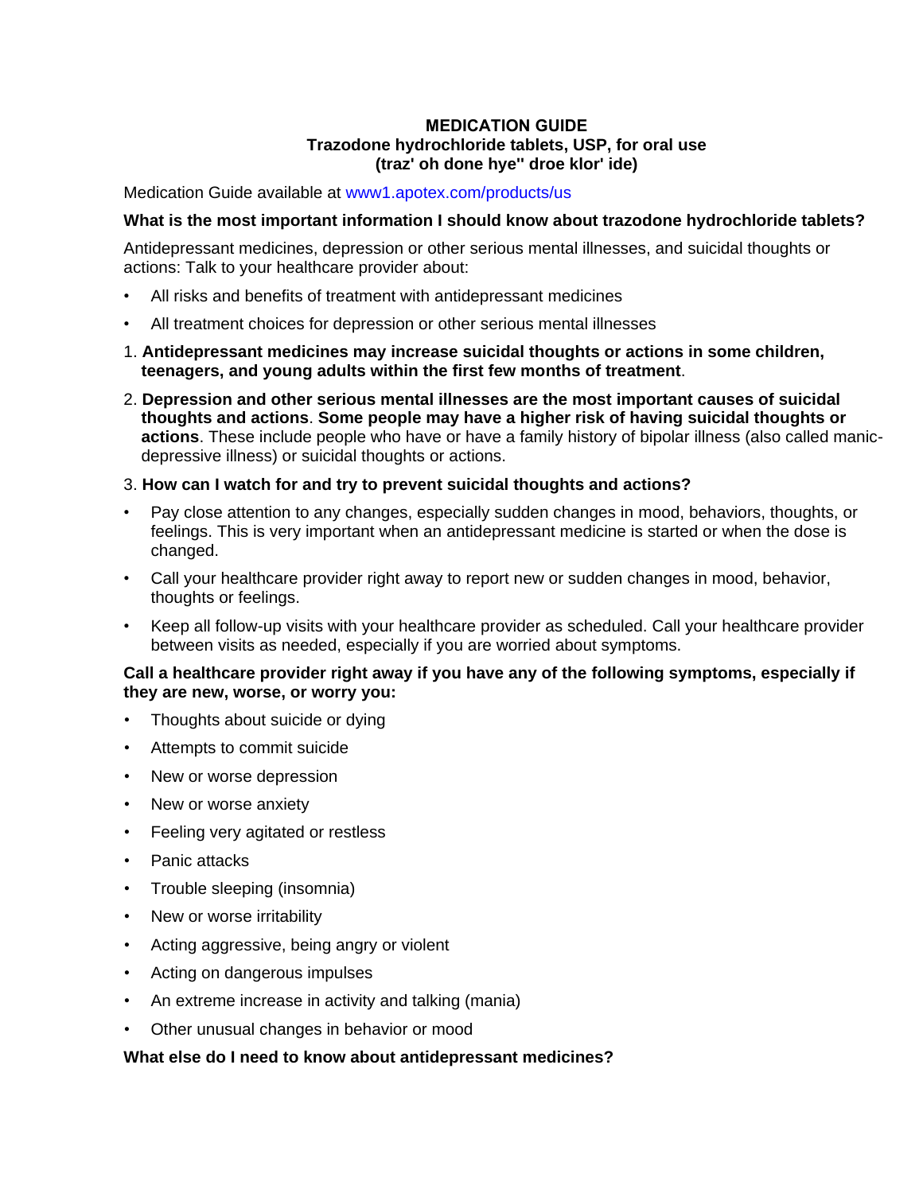# MEDICATION GUIDE
## Trazodone hydrochloride tablets, USP, for oral use
## (traz' oh done hye'' droe klor' ide)

Medication Guide available at www1.apotex.com/products/us

**What is the most important information I should know about trazodone hydrochloride tablets?**

Antidepressant medicines, depression or other serious mental illnesses, and suicidal thoughts or actions: Talk to your healthcare provider about:

- All risks and benefits of treatment with antidepressant medicines
- All treatment choices for depression or other serious mental illnesses

1. **Antidepressant medicines may increase suicidal thoughts or actions in some children, teenagers, and young adults within the first few months of treatment**.
2. **Depression and other serious mental illnesses are the most important causes of suicidal thoughts and actions**. **Some people may have a higher risk of having suicidal thoughts or actions**. These include people who have or have a family history of bipolar illness (also called manic-depressive illness) or suicidal thoughts or actions.
3. **How can I watch for and try to prevent suicidal thoughts and actions?**

- Pay close attention to any changes, especially sudden changes in mood, behaviors, thoughts, or feelings. This is very important when an antidepressant medicine is started or when the dose is changed.
- Call your healthcare provider right away to report new or sudden changes in mood, behavior, thoughts or feelings.
- Keep all follow-up visits with your healthcare provider as scheduled. Call your healthcare provider between visits as needed, especially if you are worried about symptoms.

**Call a healthcare provider right away if you have any of the following symptoms, especially if they are new, worse, or worry you:**

- Thoughts about suicide or dying
- Attempts to commit suicide
- New or worse depression
- New or worse anxiety
- Feeling very agitated or restless
- Panic attacks
- Trouble sleeping (insomnia)
- New or worse irritability
- Acting aggressive, being angry or violent
- Acting on dangerous impulses
- An extreme increase in activity and talking (mania)
- Other unusual changes in behavior or mood

**What else do I need to know about antidepressant medicines?**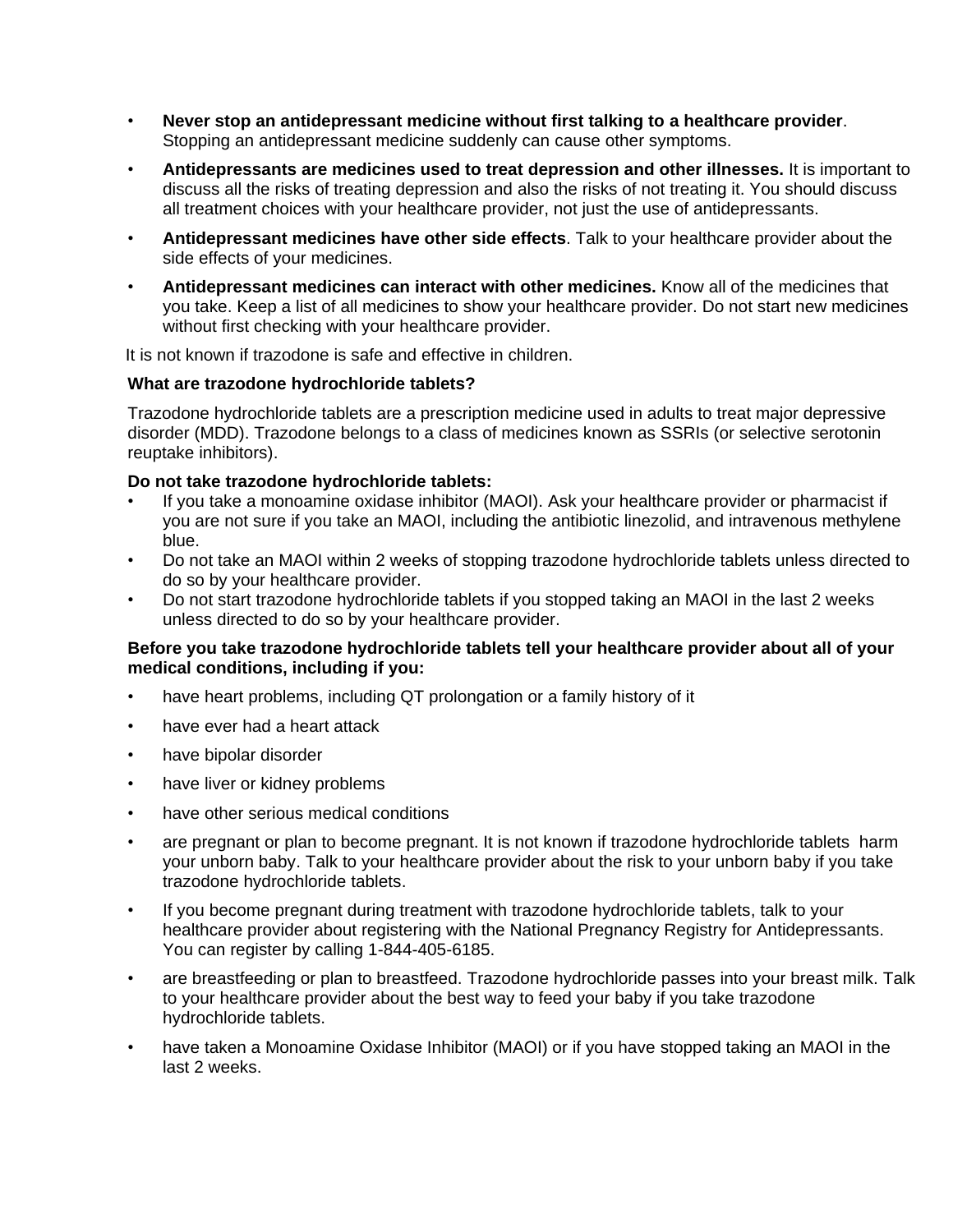- **Never stop an antidepressant medicine without first talking to a healthcare provider**. Stopping an antidepressant medicine suddenly can cause other symptoms.
- **Antidepressants are medicines used to treat depression and other illnesses.** It is important to discuss all the risks of treating depression and also the risks of not treating it. You should discuss all treatment choices with your healthcare provider, not just the use of antidepressants.
- **Antidepressant medicines have other side effects**. Talk to your healthcare provider about the side effects of your medicines.
- **Antidepressant medicines can interact with other medicines.** Know all of the medicines that you take. Keep a list of all medicines to show your healthcare provider. Do not start new medicines without first checking with your healthcare provider.

It is not known if trazodone is safe and effective in children.

**What are trazodone hydrochloride tablets?**

Trazodone hydrochloride tablets are a prescription medicine used in adults to treat major depressive disorder (MDD). Trazodone belongs to a class of medicines known as SSRIs (or selective serotonin reuptake inhibitors).

**Do not take trazodone hydrochloride tablets:**

- If you take a monoamine oxidase inhibitor (MAOI). Ask your healthcare provider or pharmacist if you are not sure if you take an MAOI, including the antibiotic linezolid, and intravenous methylene blue.
- Do not take an MAOI within 2 weeks of stopping trazodone hydrochloride tablets unless directed to do so by your healthcare provider.
- Do not start trazodone hydrochloride tablets if you stopped taking an MAOI in the last 2 weeks unless directed to do so by your healthcare provider.

**Before you take trazodone hydrochloride tablets tell your healthcare provider about all of your medical conditions, including if you:**

- have heart problems, including QT prolongation or a family history of it
- have ever had a heart attack
- have bipolar disorder
- have liver or kidney problems
- have other serious medical conditions
- are pregnant or plan to become pregnant. It is not known if trazodone hydrochloride tablets harm your unborn baby. Talk to your healthcare provider about the risk to your unborn baby if you take trazodone hydrochloride tablets.
- If you become pregnant during treatment with trazodone hydrochloride tablets, talk to your healthcare provider about registering with the National Pregnancy Registry for Antidepressants. You can register by calling 1-844-405-6185.
- are breastfeeding or plan to breastfeed. Trazodone hydrochloride passes into your breast milk. Talk to your healthcare provider about the best way to feed your baby if you take trazodone hydrochloride tablets.
- have taken a Monoamine Oxidase Inhibitor (MAOI) or if you have stopped taking an MAOI in the last 2 weeks.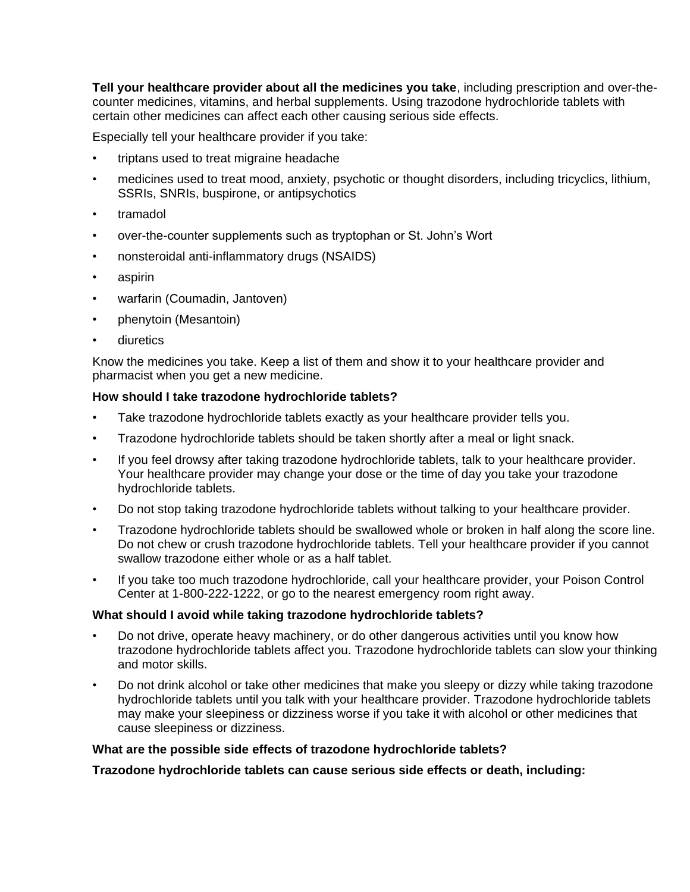**Tell your healthcare provider about all the medicines you take**, including prescription and over-the-counter medicines, vitamins, and herbal supplements. Using trazodone hydrochloride tablets with certain other medicines can affect each other causing serious side effects.

Especially tell your healthcare provider if you take:

- triptans used to treat migraine headache
- medicines used to treat mood, anxiety, psychotic or thought disorders, including tricyclics, lithium, SSRIs, SNRIs, buspirone, or antipsychotics
- tramadol
- over-the-counter supplements such as tryptophan or St. John's Wort
- nonsteroidal anti-inflammatory drugs (NSAIDS)
- aspirin
- warfarin (Coumadin, Jantoven)
- phenytoin (Mesantoin)
- diuretics

Know the medicines you take. Keep a list of them and show it to your healthcare provider and pharmacist when you get a new medicine.

**How should I take trazodone hydrochloride tablets?**

- Take trazodone hydrochloride tablets exactly as your healthcare provider tells you.
- Trazodone hydrochloride tablets should be taken shortly after a meal or light snack.
- If you feel drowsy after taking trazodone hydrochloride tablets, talk to your healthcare provider. Your healthcare provider may change your dose or the time of day you take your trazodone hydrochloride tablets.
- Do not stop taking trazodone hydrochloride tablets without talking to your healthcare provider.
- Trazodone hydrochloride tablets should be swallowed whole or broken in half along the score line. Do not chew or crush trazodone hydrochloride tablets. Tell your healthcare provider if you cannot swallow trazodone either whole or as a half tablet.
- If you take too much trazodone hydrochloride, call your healthcare provider, your Poison Control Center at 1-800-222-1222, or go to the nearest emergency room right away.

**What should I avoid while taking trazodone hydrochloride tablets?**

- Do not drive, operate heavy machinery, or do other dangerous activities until you know how trazodone hydrochloride tablets affect you. Trazodone hydrochloride tablets can slow your thinking and motor skills.
- Do not drink alcohol or take other medicines that make you sleepy or dizzy while taking trazodone hydrochloride tablets until you talk with your healthcare provider. Trazodone hydrochloride tablets may make your sleepiness or dizziness worse if you take it with alcohol or other medicines that cause sleepiness or dizziness.

**What are the possible side effects of trazodone hydrochloride tablets?**

**Trazodone hydrochloride tablets can cause serious side effects or death, including:**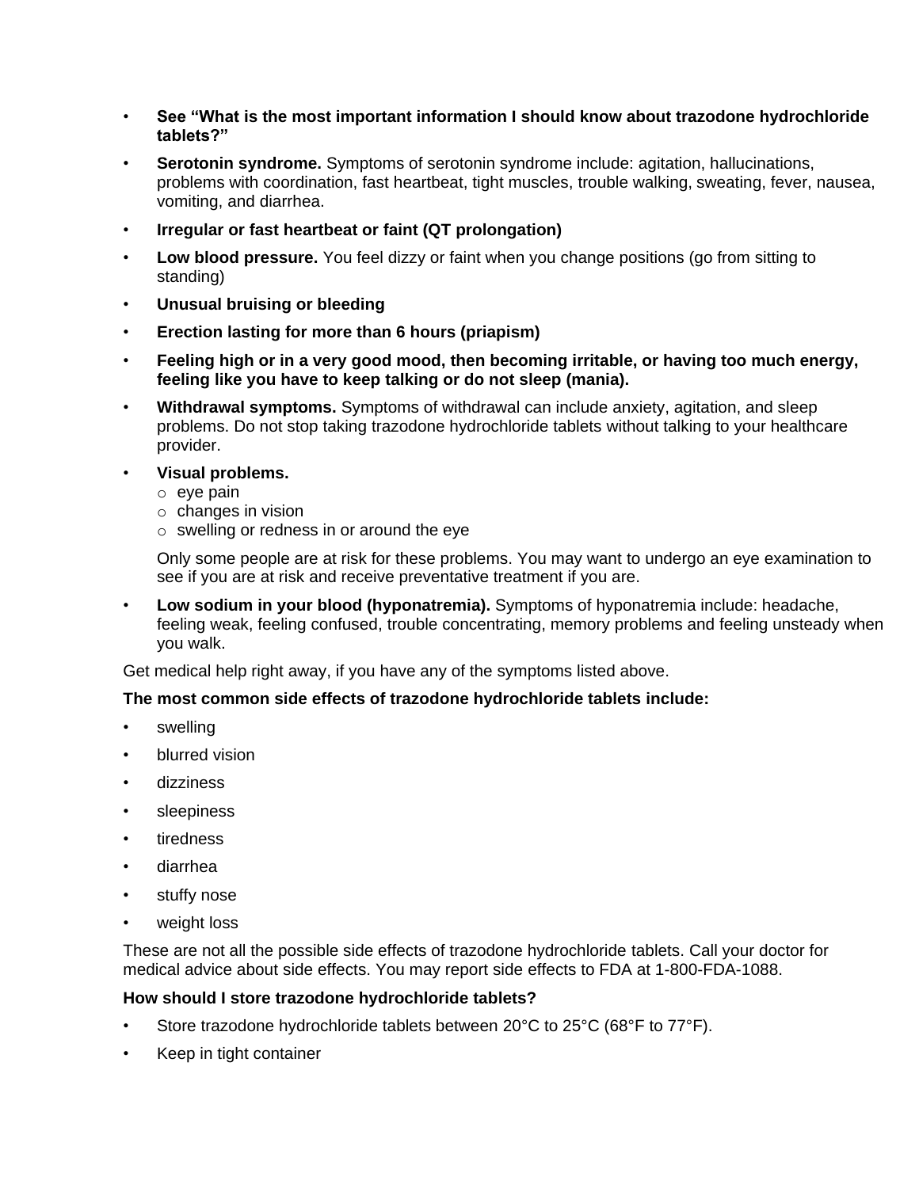- **See "What is the most important information I should know about trazodone hydrochloride tablets?"**
- **Serotonin syndrome.** Symptoms of serotonin syndrome include: agitation, hallucinations, problems with coordination, fast heartbeat, tight muscles, trouble walking, sweating, fever, nausea, vomiting, and diarrhea.
- **Irregular or fast heartbeat or faint (QT prolongation)**
- **Low blood pressure.** You feel dizzy or faint when you change positions (go from sitting to standing)
- **Unusual bruising or bleeding**
- **Erection lasting for more than 6 hours (priapism)**
- **Feeling high or in a very good mood, then becoming irritable, or having too much energy, feeling like you have to keep talking or do not sleep (mania).**
- **Withdrawal symptoms.** Symptoms of withdrawal can include anxiety, agitation, and sleep problems. Do not stop taking trazodone hydrochloride tablets without talking to your healthcare provider.
- **Visual problems.**
    - eye pain
    - changes in vision
    - swelling or redness in or around the eye

  Only some people are at risk for these problems. You may want to undergo an eye examination to see if you are at risk and receive preventative treatment if you are.
- **Low sodium in your blood (hyponatremia).** Symptoms of hyponatremia include: headache, feeling weak, feeling confused, trouble concentrating, memory problems and feeling unsteady when you walk.

Get medical help right away, if you have any of the symptoms listed above.

**The most common side effects of trazodone hydrochloride tablets include:**

- swelling
- blurred vision
- dizziness
- sleepiness
- tiredness
- diarrhea
- stuffy nose
- weight loss

These are not all the possible side effects of trazodone hydrochloride tablets. Call your doctor for medical advice about side effects. You may report side effects to FDA at 1-800-FDA-1088.

**How should I store trazodone hydrochloride tablets?**

- Store trazodone hydrochloride tablets between 20°C to 25°C (68°F to 77°F).
- Keep in tight container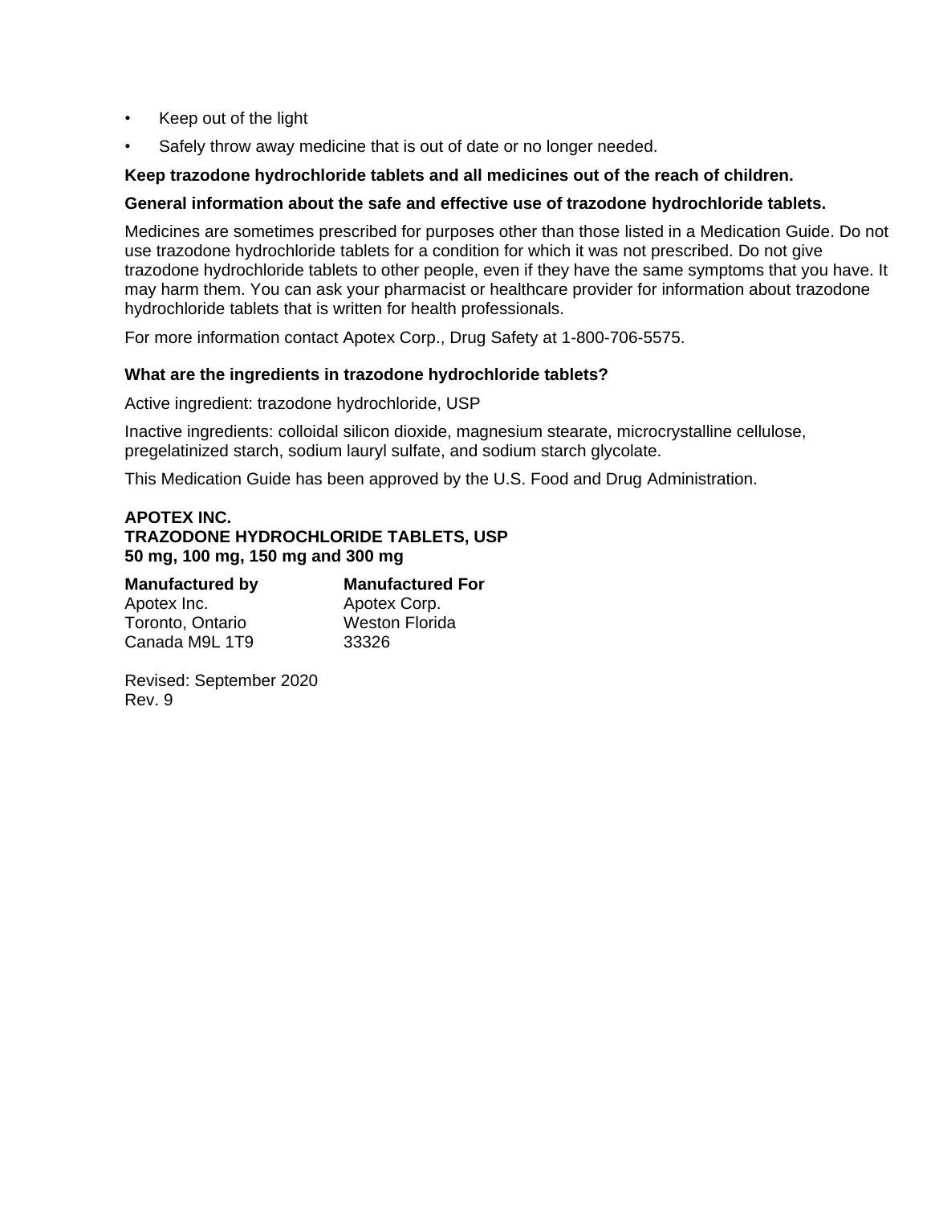- Keep out of the light
- Safely throw away medicine that is out of date or no longer needed.

**Keep trazodone hydrochloride tablets and all medicines out of the reach of children.**

**General information about the safe and effective use of trazodone hydrochloride tablets.**

Medicines are sometimes prescribed for purposes other than those listed in a Medication Guide. Do not use trazodone hydrochloride tablets for a condition for which it was not prescribed. Do not give trazodone hydrochloride tablets to other people, even if they have the same symptoms that you have. It may harm them. You can ask your pharmacist or healthcare provider for information about trazodone hydrochloride tablets that is written for health professionals.

For more information contact Apotex Corp., Drug Safety at 1-800-706-5575.

**What are the ingredients in trazodone hydrochloride tablets?**

Active ingredient: trazodone hydrochloride, USP

Inactive ingredients: colloidal silicon dioxide, magnesium stearate, microcrystalline cellulose, pregelatinized starch, sodium lauryl sulfate, and sodium starch glycolate.

This Medication Guide has been approved by the U.S. Food and Drug Administration.

**APOTEX INC.**
**TRAZODONE HYDROCHLORIDE TABLETS, USP**
**50 mg, 100 mg, 150 mg and 300 mg**

| **Manufactured by** | **Manufactured For** |
| --- | --- |
| Apotex Inc. | Apotex Corp. |
| Toronto, Ontario | Weston Florida |
| Canada M9L 1T9 | 33326 |

Revised: September 2020
Rev. 9